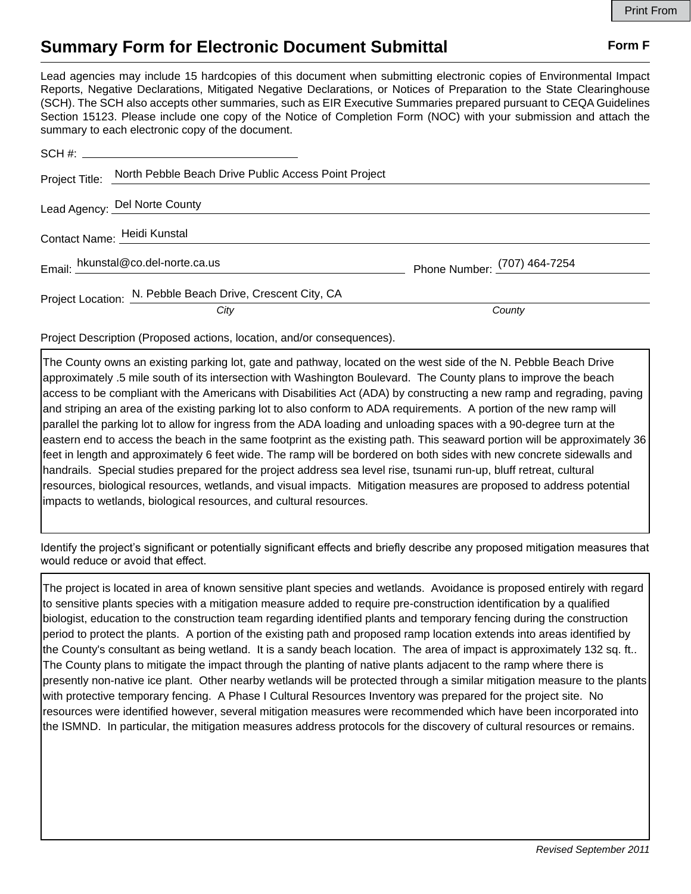# Summary Form for Electronic Document Submittal

**Form F**

Lead agencies may include 15 hardcopies of this document when submitting electronic copies of Environmental Impact Reports, Negative Declarations, Mitigated Negative Declarations, or Notices of Preparation to the State Clearinghouse (SCH). The SCH also accepts other summaries, such as EIR Executive Summaries prepared pursuant to CEQA Guidelines Section 15123. Please include one copy of the Notice of Completion Form (NOC) with your submission and attach the summary to each electronic copy of the document.

SCH #: 

Project Title: North Pebble Beach Drive Public Access Point Project

Lead Agency: Del Norte County

Contact Name: Heidi Kunstal

Email: hkunstal@co.del-norte.ca.us Phone Number: (707) 464-7254

Project Location: N. Pebble Beach Drive, Crescent City, CA

*City* *County*

Project Description (Proposed actions, location, and/or consequences).

The County owns an existing parking lot, gate and pathway, located on the west side of the N. Pebble Beach Drive approximately .5 mile south of its intersection with Washington Boulevard. The County plans to improve the beach access to be compliant with the Americans with Disabilities Act (ADA) by constructing a new ramp and regrading, paving and striping an area of the existing parking lot to also conform to ADA requirements. A portion of the new ramp will parallel the parking lot to allow for ingress from the ADA loading and unloading spaces with a 90-degree turn at the eastern end to access the beach in the same footprint as the existing path. This seaward portion will be approximately 36 feet in length and approximately 6 feet wide. The ramp will be bordered on both sides with new concrete sidewalls and handrails. Special studies prepared for the project address sea level rise, tsunami run-up, bluff retreat, cultural resources, biological resources, wetlands, and visual impacts. Mitigation measures are proposed to address potential impacts to wetlands, biological resources, and cultural resources.

Identify the project's significant or potentially significant effects and briefly describe any proposed mitigation measures that would reduce or avoid that effect.

The project is located in area of known sensitive plant species and wetlands. Avoidance is proposed entirely with regard to sensitive plants species with a mitigation measure added to require pre-construction identification by a qualified biologist, education to the construction team regarding identified plants and temporary fencing during the construction period to protect the plants. A portion of the existing path and proposed ramp location extends into areas identified by the County's consultant as being wetland. It is a sandy beach location. The area of impact is approximately 132 sq. ft.. The County plans to mitigate the impact through the planting of native plants adjacent to the ramp where there is presently non-native ice plant. Other nearby wetlands will be protected through a similar mitigation measure to the plants with protective temporary fencing. A Phase I Cultural Resources Inventory was prepared for the project site. No resources were identified however, several mitigation measures were recommended which have been incorporated into the ISMND. In particular, the mitigation measures address protocols for the discovery of cultural resources or remains.

*Revised September 2011*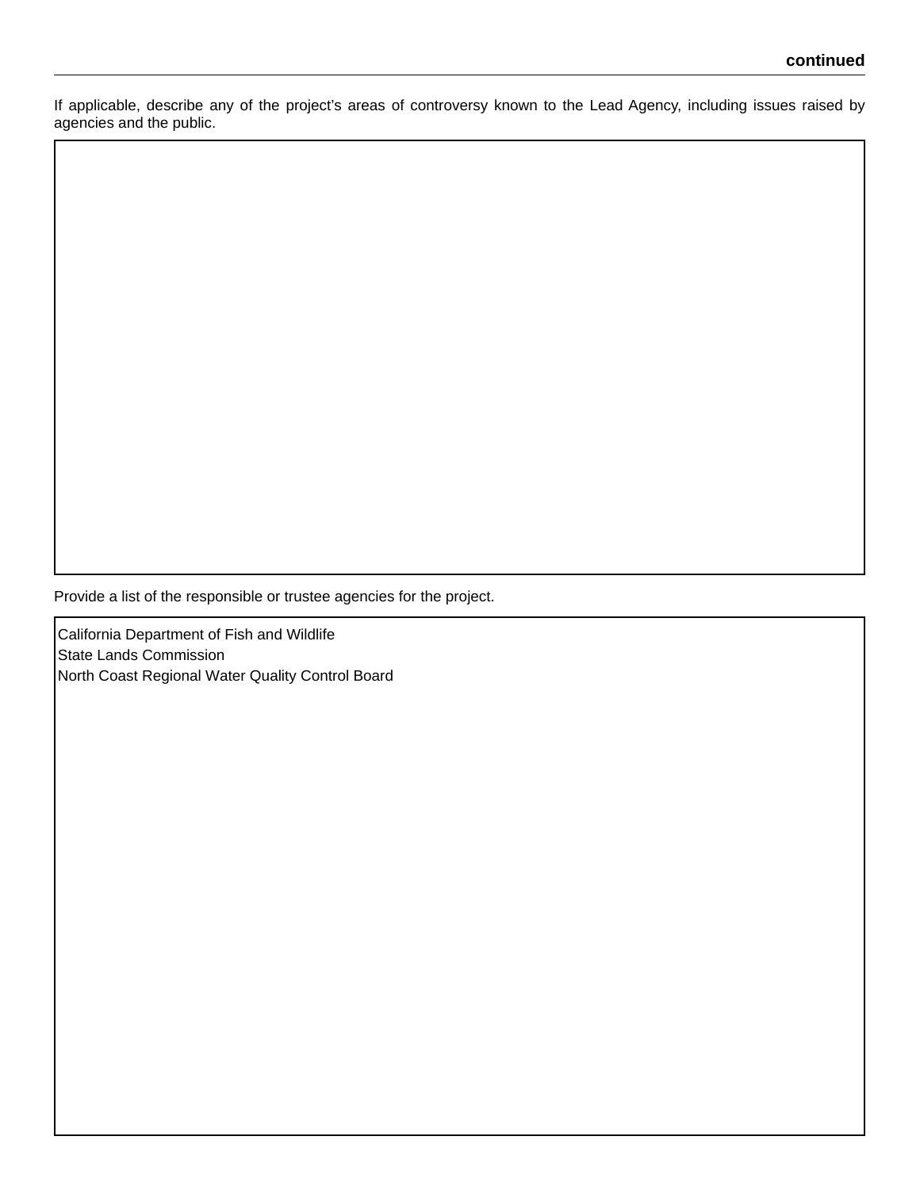**continued**

If applicable, describe any of the project's areas of controversy known to the Lead Agency, including issues raised by agencies and the public.

Provide a list of the responsible or trustee agencies for the project.

California Department of Fish and Wildlife
State Lands Commission
North Coast Regional Water Quality Control Board